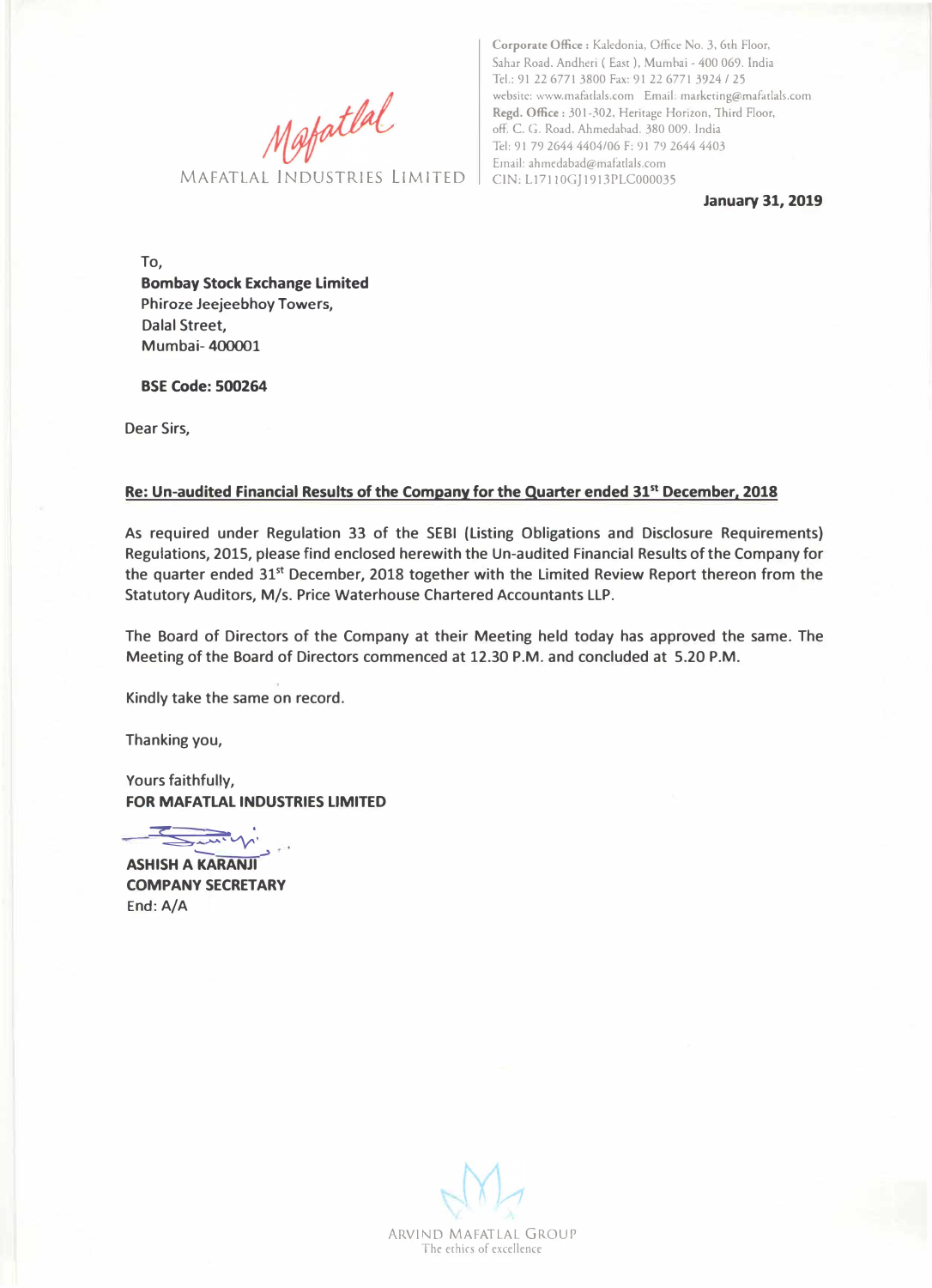MAFATLAL INDUSTRIES LIMITED

**Corporate Office :** Kaledonia, Office No. 3, 6th Floor, Sahar Road, Andheri ( East ), Mumbai - 400 069. India
Tel.: 91 22 6771 3800 Fax: 91 22 6771 3924 / 25
website: www.mafatlals.com Email: marketing@mafatlals.com
**Regd. Office :** 301-302, Heritage Horizon, Third Floor, off. C. G. Road, Ahmedabad. 380 009. India
Tel: 91 79 2644 4404/06 F: 91 79 2644 4403
Email: ahmedabad@mafatlals.com
CIN: L17110GJ1913PLC000035

**January 31, 2019**

To,
**Bombay Stock Exchange Limited**
Phiroze Jeejeebhoy Towers,
Dalal Street,
Mumbai- 400001

**BSE Code: 500264**

Dear Sirs,

**Re: Un-audited Financial Results of the Company for the Quarter ended 31st December, 2018**

As required under Regulation 33 of the SEBI (Listing Obligations and Disclosure Requirements) Regulations, 2015, please find enclosed herewith the Un-audited Financial Results of the Company for the quarter ended 31st December, 2018 together with the Limited Review Report thereon from the Statutory Auditors, M/s. Price Waterhouse Chartered Accountants LLP.

The Board of Directors of the Company at their Meeting held today has approved the same. The Meeting of the Board of Directors commenced at 12.30 P.M. and concluded at 5.20 P.M.

Kindly take the same on record.

Thanking you,

Yours faithfully,
**FOR MAFATLAL INDUSTRIES LIMITED**

**ASHISH A KARANJI**
**COMPANY SECRETARY**
End: A/A

ARVIND MAFATLAL GROUP
The ethics of excellence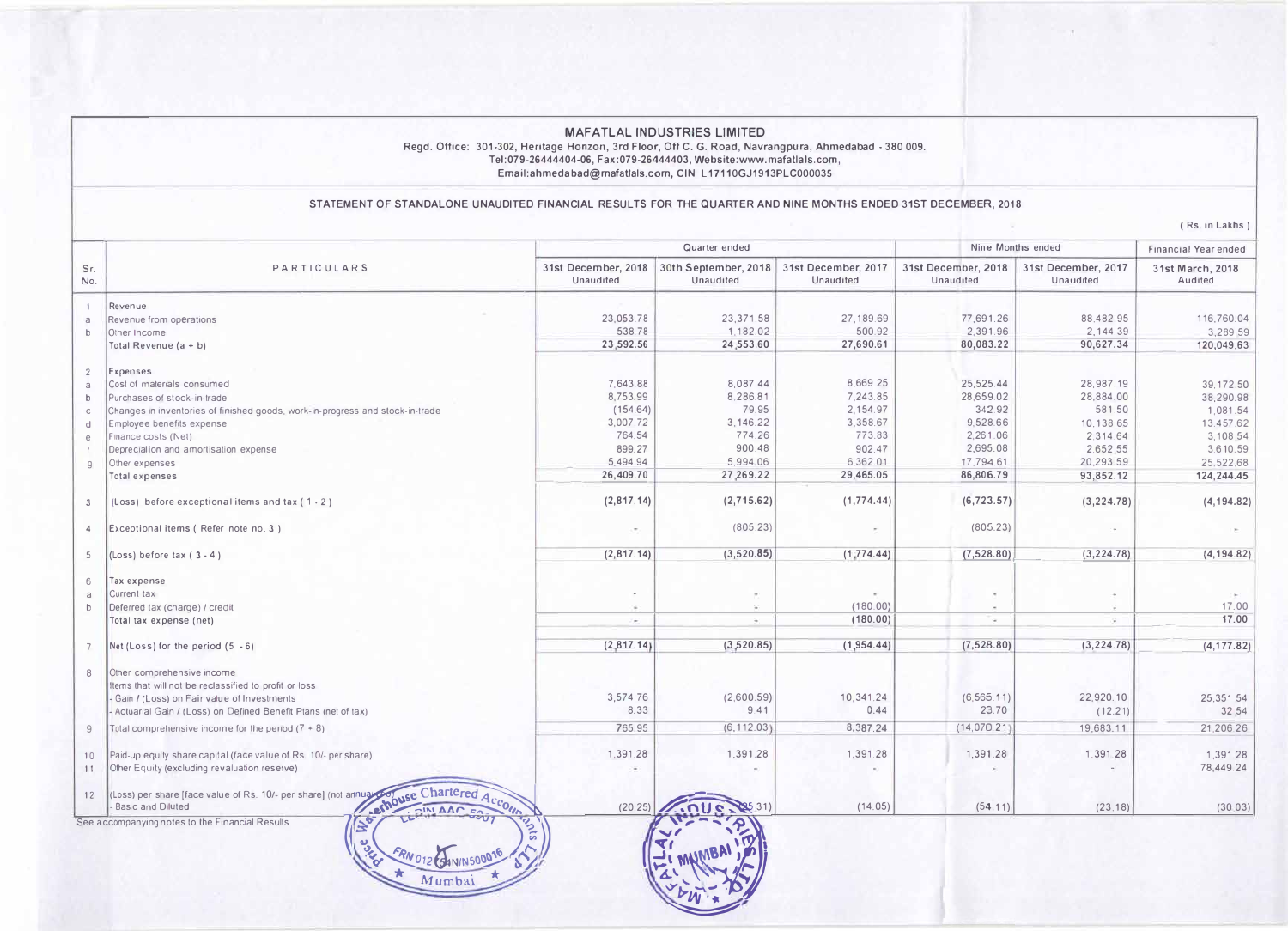# MAFATLAL INDUSTRIES LIMITED

Regd. Office: 301-302, Heritage Horizon, 3rd Floor, Off C. G. Road, Navrangpura, Ahmedabad - 380 009.
Tel:079-26444404-06, Fax:079-26444403, Website:www.mafatlals.com,
Email:ahmedabad@mafatlals.com, CIN L17110GJ1913PLC000035

## STATEMENT OF STANDALONE UNAUDITED FINANCIAL RESULTS FOR THE QUARTER AND NINE MONTHS ENDED 31ST DECEMBER, 2018

( Rs. in Lakhs )

| Sr. No. | PARTICULARS | Quarter ended | | | Nine Months ended | | Financial Year ended |
|---|---|---|---|---|---|---|---|
| | | 31st December, 2018 Unaudited | 30th September, 2018 Unaudited | 31st December, 2017 Unaudited | 31st December, 2018 Unaudited | 31st December, 2017 Unaudited | 31st March, 2018 Audited |
| 1 | Revenue | | | | | | |
| a | Revenue from operations | 23,053.78 | 23,371.58 | 27,189.69 | 77,691.26 | 88,482.95 | 116,760.04 |
| b | Other Income | 538.78 | 1,182.02 | 500.92 | 2,391.96 | 2,144.39 | 3,289.59 |
| | Total Revenue (a + b) | 23,592.56 | 24,553.60 | 27,690.61 | 80,083.22 | 90,627.34 | 120,049.63 |
| 2 | Expenses | | | | | | |
| a | Cost of materials consumed | 7,643.88 | 8,087.44 | 8,669.25 | 25,525.44 | 28,987.19 | 39,172.50 |
| b | Purchases of stock-in-trade | 8,753.99 | 8,286.81 | 7,243.85 | 28,659.02 | 28,884.00 | 38,290.98 |
| c | Changes in inventories of finished goods, work-in-progress and stock-in-trade | (154.64) | 79.95 | 2,154.97 | 342.92 | 581.50 | 1,081.54 |
| d | Employee benefits expense | 3,007.72 | 3,146.22 | 3,358.67 | 9,528.66 | 10,138.65 | 13,457.62 |
| e | Finance costs (Net) | 764.54 | 774.26 | 773.83 | 2,261.06 | 2,314.64 | 3,108.54 |
| f | Depreciation and amortisation expense | 899.27 | 900.48 | 902.47 | 2,695.08 | 2,652.55 | 3,610.59 |
| g | Other expenses | 5,494.94 | 5,994.06 | 6,362.01 | 17,794.61 | 20,293.59 | 25,522.68 |
| | Total expenses | 26,409.70 | 27,269.22 | 29,465.05 | 86,806.79 | 93,852.12 | 124,244.45 |
| 3 | (Loss) before exceptional items and tax ( 1 - 2 ) | (2,817.14) | (2,715.62) | (1,774.44) | (6,723.57) | (3,224.78) | (4,194.82) |
| 4 | Exceptional items ( Refer note no. 3 ) | - | (805.23) | - | (805.23) | - | - |
| 5 | (Loss) before tax ( 3 - 4 ) | (2,817.14) | (3,520.85) | (1,774.44) | (7,528.80) | (3,224.78) | (4,194.82) |
| 6 | Tax expense | | | | | | |
| a | Current tax | - | - | - | - | - | - |
| b | Deferred tax (charge) / credit | - | - | (180.00) | - | - | 17.00 |
| | Total tax expense (net) | - | - | (180.00) | - | - | 17.00 |
| 7 | Net (Loss) for the period (5 - 6) | (2,817.14) | (3,520.85) | (1,954.44) | (7,528.80) | (3,224.78) | (4,177.82) |
| 8 | Other comprehensive income | | | | | | |
| | Items that will not be reclassified to profit or loss | | | | | | |
| | - Gain / (Loss) on Fair value of Investments | 3,574.76 | (2,600.59) | 10,341.24 | (6,565.11) | 22,920.10 | 25,351.54 |
| | - Actuarial Gain / (Loss) on Defined Benefit Plans (net of tax) | 8.33 | 9.41 | 0.44 | 23.70 | (12.21) | 32.54 |
| 9 | Total comprehensive income for the period (7 + 8) | 765.95 | (6,112.03) | 8,387.24 | (14,070.21) | 19,683.11 | 21,206.26 |
| 10 | Paid-up equity share capital (face value of Rs. 10/- per share) | 1,391.28 | 1,391.28 | 1,391.28 | 1,391.28 | 1,391.28 | 1,391.28 |
| 11 | Other Equity (excluding revaluation reserve) | - | - | - | - | - | 78,449.24 |
| 12 | (Loss) per share [face value of Rs. 10/- per share] (not annualised) | | | | | | |
| | - Basic and Diluted | (20.25) | (25.31) | (14.05) | (54.11) | (23.18) | (30.03) |

See accompanying notes to the Financial Results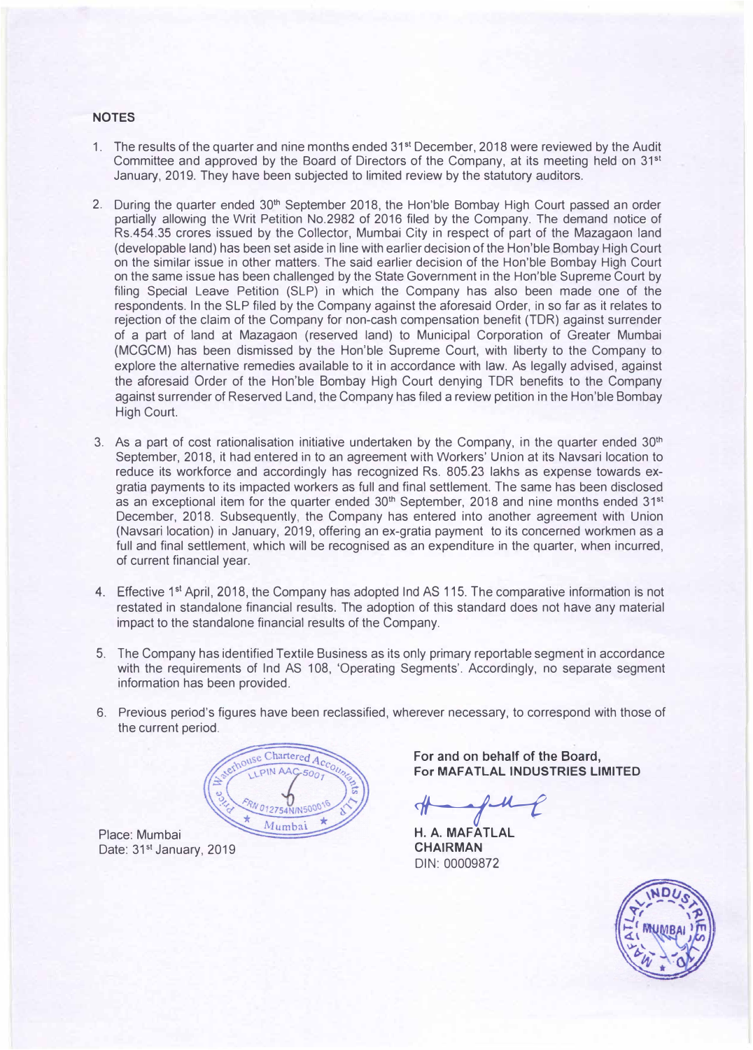## NOTES

1. The results of the quarter and nine months ended 31st December, 2018 were reviewed by the Audit Committee and approved by the Board of Directors of the Company, at its meeting held on 31st January, 2019. They have been subjected to limited review by the statutory auditors.

2. During the quarter ended 30th September 2018, the Hon'ble Bombay High Court passed an order partially allowing the Writ Petition No.2982 of 2016 filed by the Company. The demand notice of Rs.454.35 crores issued by the Collector, Mumbai City in respect of part of the Mazagaon land (developable land) has been set aside in line with earlier decision of the Hon'ble Bombay High Court on the similar issue in other matters. The said earlier decision of the Hon'ble Bombay High Court on the same issue has been challenged by the State Government in the Hon'ble Supreme Court by filing Special Leave Petition (SLP) in which the Company has also been made one of the respondents. In the SLP filed by the Company against the aforesaid Order, in so far as it relates to rejection of the claim of the Company for non-cash compensation benefit (TDR) against surrender of a part of land at Mazagaon (reserved land) to Municipal Corporation of Greater Mumbai (MCGCM) has been dismissed by the Hon'ble Supreme Court, with liberty to the Company to explore the alternative remedies available to it in accordance with law. As legally advised, against the aforesaid Order of the Hon'ble Bombay High Court denying TDR benefits to the Company against surrender of Reserved Land, the Company has filed a review petition in the Hon'ble Bombay High Court.

3. As a part of cost rationalisation initiative undertaken by the Company, in the quarter ended 30th September, 2018, it had entered in to an agreement with Workers' Union at its Navsari location to reduce its workforce and accordingly has recognized Rs. 805.23 lakhs as expense towards ex-gratia payments to its impacted workers as full and final settlement. The same has been disclosed as an exceptional item for the quarter ended 30th September, 2018 and nine months ended 31st December, 2018. Subsequently, the Company has entered into another agreement with Union (Navsari location) in January, 2019, offering an ex-gratia payment to its concerned workmen as a full and final settlement, which will be recognised as an expenditure in the quarter, when incurred, of current financial year.

4. Effective 1st April, 2018, the Company has adopted Ind AS 115. The comparative information is not restated in standalone financial results. The adoption of this standard does not have any material impact to the standalone financial results of the Company.

5. The Company has identified Textile Business as its only primary reportable segment in accordance with the requirements of Ind AS 108, 'Operating Segments'. Accordingly, no separate segment information has been provided.

6. Previous period's figures have been reclassified, wherever necessary, to correspond with those of the current period.

Place: Mumbai
Date: 31st January, 2019

**For and on behalf of the Board,**
**For MAFATLAL INDUSTRIES LIMITED**

**H. A. MAFATLAL**
**CHAIRMAN**
DIN: 00009872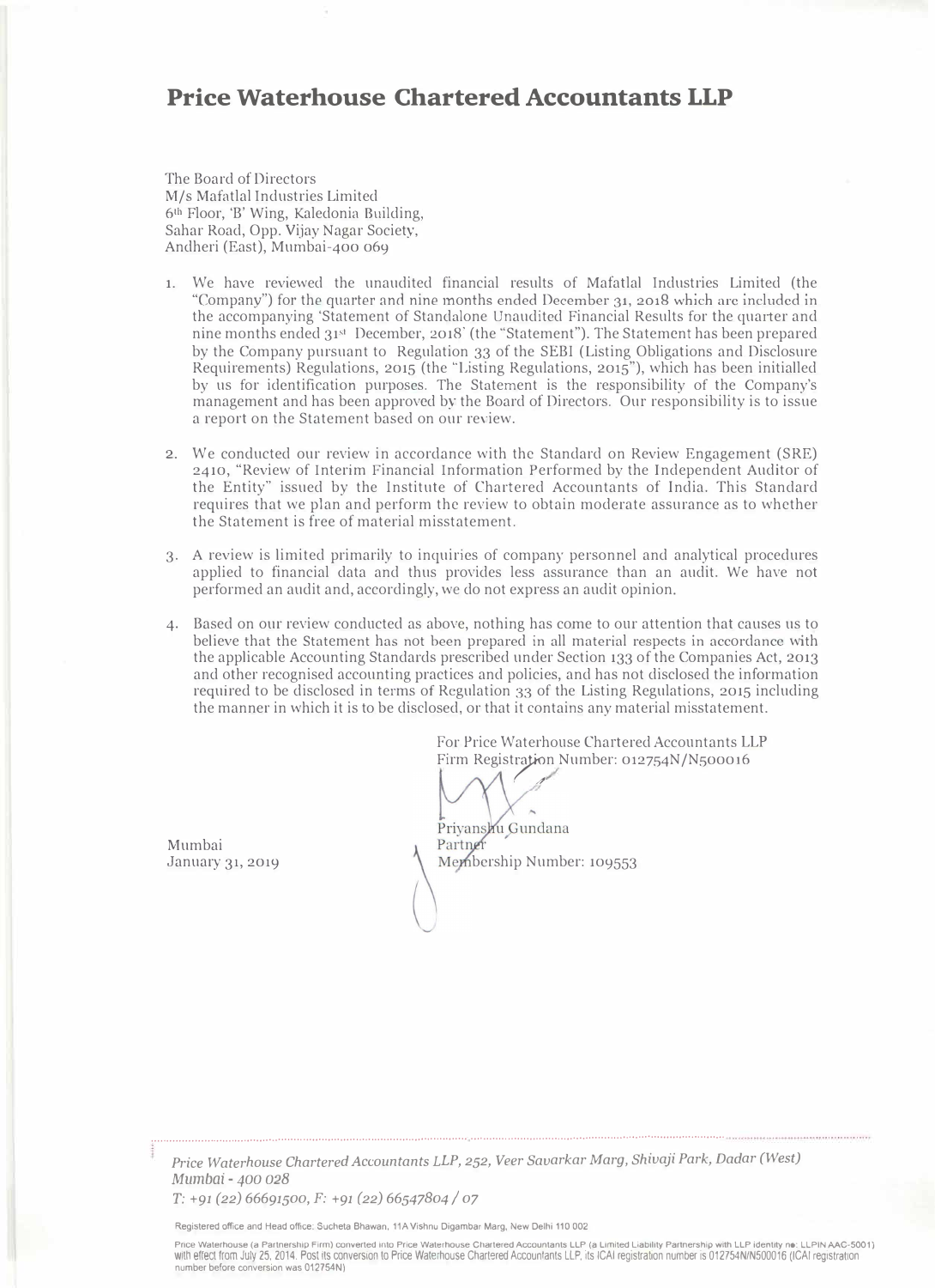# Price Waterhouse Chartered Accountants LLP

The Board of Directors
M/s Mafatlal Industries Limited
6th Floor, 'B' Wing, Kaledonia Building,
Sahar Road, Opp. Vijay Nagar Society,
Andheri (East), Mumbai-400 069

1. We have reviewed the unaudited financial results of Mafatlal Industries Limited (the "Company") for the quarter and nine months ended December 31, 2018 which are included in the accompanying 'Statement of Standalone Unaudited Financial Results for the quarter and nine months ended 31st December, 2018' (the "Statement"). The Statement has been prepared by the Company pursuant to Regulation 33 of the SEBI (Listing Obligations and Disclosure Requirements) Regulations, 2015 (the "Listing Regulations, 2015"), which has been initialled by us for identification purposes. The Statement is the responsibility of the Company's management and has been approved by the Board of Directors. Our responsibility is to issue a report on the Statement based on our review.

2. We conducted our review in accordance with the Standard on Review Engagement (SRE) 2410, "Review of Interim Financial Information Performed by the Independent Auditor of the Entity" issued by the Institute of Chartered Accountants of India. This Standard requires that we plan and perform the review to obtain moderate assurance as to whether the Statement is free of material misstatement.

3. A review is limited primarily to inquiries of company personnel and analytical procedures applied to financial data and thus provides less assurance than an audit. We have not performed an audit and, accordingly, we do not express an audit opinion.

4. Based on our review conducted as above, nothing has come to our attention that causes us to believe that the Statement has not been prepared in all material respects in accordance with the applicable Accounting Standards prescribed under Section 133 of the Companies Act, 2013 and other recognised accounting practices and policies, and has not disclosed the information required to be disclosed in terms of Regulation 33 of the Listing Regulations, 2015 including the manner in which it is to be disclosed, or that it contains any material misstatement.

For Price Waterhouse Chartered Accountants LLP
Firm Registration Number: 012754N/N500016

Priyanshu Gundana
Partner
Membership Number: 109553

Mumbai
January 31, 2019

*Price Waterhouse Chartered Accountants LLP, 252, Veer Savarkar Marg, Shivaji Park, Dadar (West) Mumbai - 400 028*
*T: +91 (22) 66691500, F: +91 (22) 66547804 / 07*

Registered office and Head office: Sucheta Bhawan, 11A Vishnu Digambar Marg, New Delhi 110 002

Price Waterhouse (a Partnership Firm) converted into Price Waterhouse Chartered Accountants LLP (a Limited Liability Partnership with LLP identity no: LLPIN AAC-5001) with effect from July 25, 2014. Post its conversion to Price Waterhouse Chartered Accountants LLP, its ICAI registration number is 012754N/N500016 (ICAI registration number before conversion was 012754N)